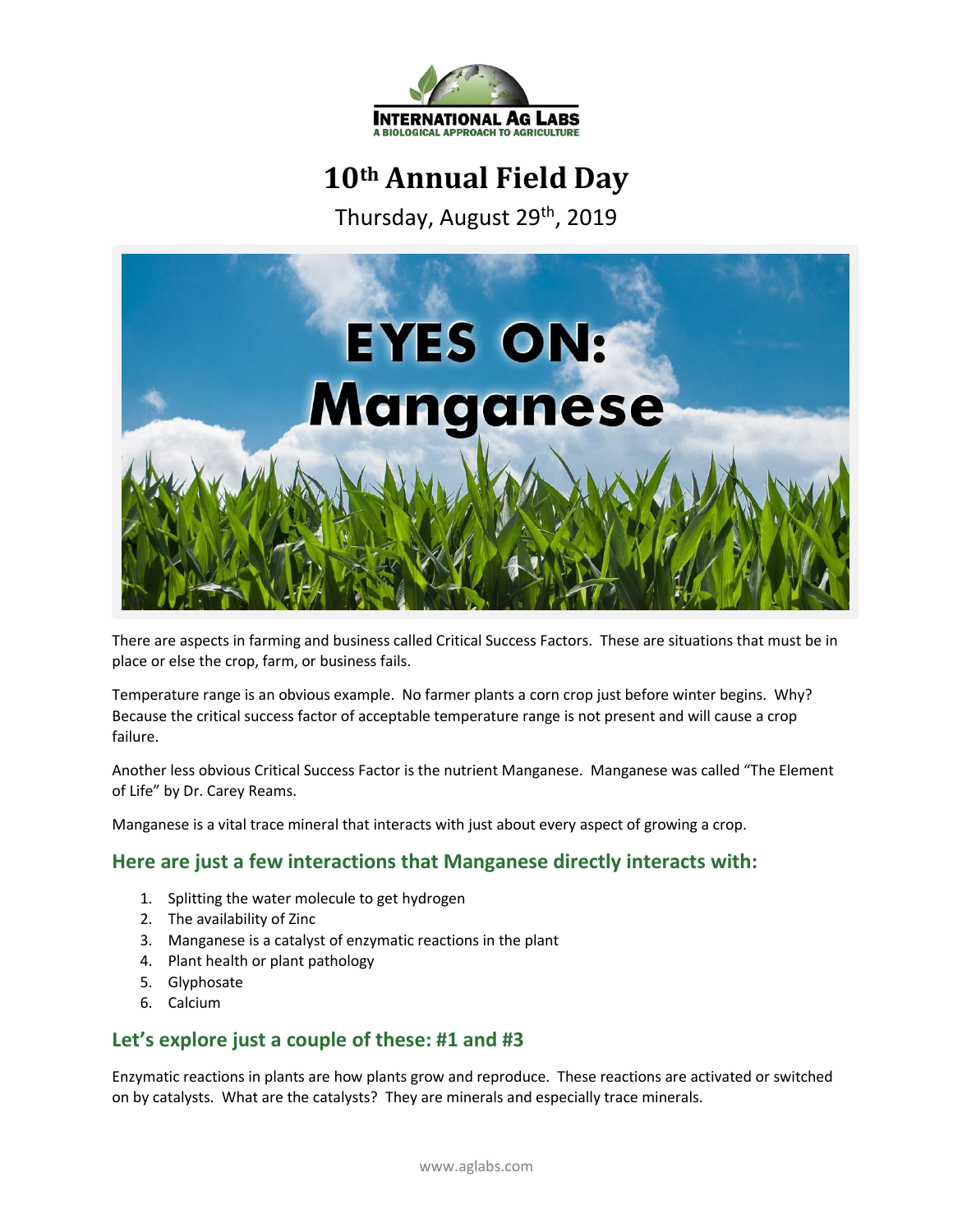# 10th Annual Field Day

Thursday, August 29th, 2019

EYES ON: Manganese

There are aspects in farming and business called Critical Success Factors. These are situations that must be in place or else the crop, farm, or business fails.

Temperature range is an obvious example. No farmer plants a corn crop just before winter begins. Why? Because the critical success factor of acceptable temperature range is not present and will cause a crop failure.

Another less obvious Critical Success Factor is the nutrient Manganese. Manganese was called "The Element of Life" by Dr. Carey Reams.

Manganese is a vital trace mineral that interacts with just about every aspect of growing a crop.

## Here are just a few interactions that Manganese directly interacts with:

1. Splitting the water molecule to get hydrogen
2. The availability of Zinc
3. Manganese is a catalyst of enzymatic reactions in the plant
4. Plant health or plant pathology
5. Glyphosate
6. Calcium

## Let's explore just a couple of these: #1 and #3

Enzymatic reactions in plants are how plants grow and reproduce. These reactions are activated or switched on by catalysts. What are the catalysts? They are minerals and especially trace minerals.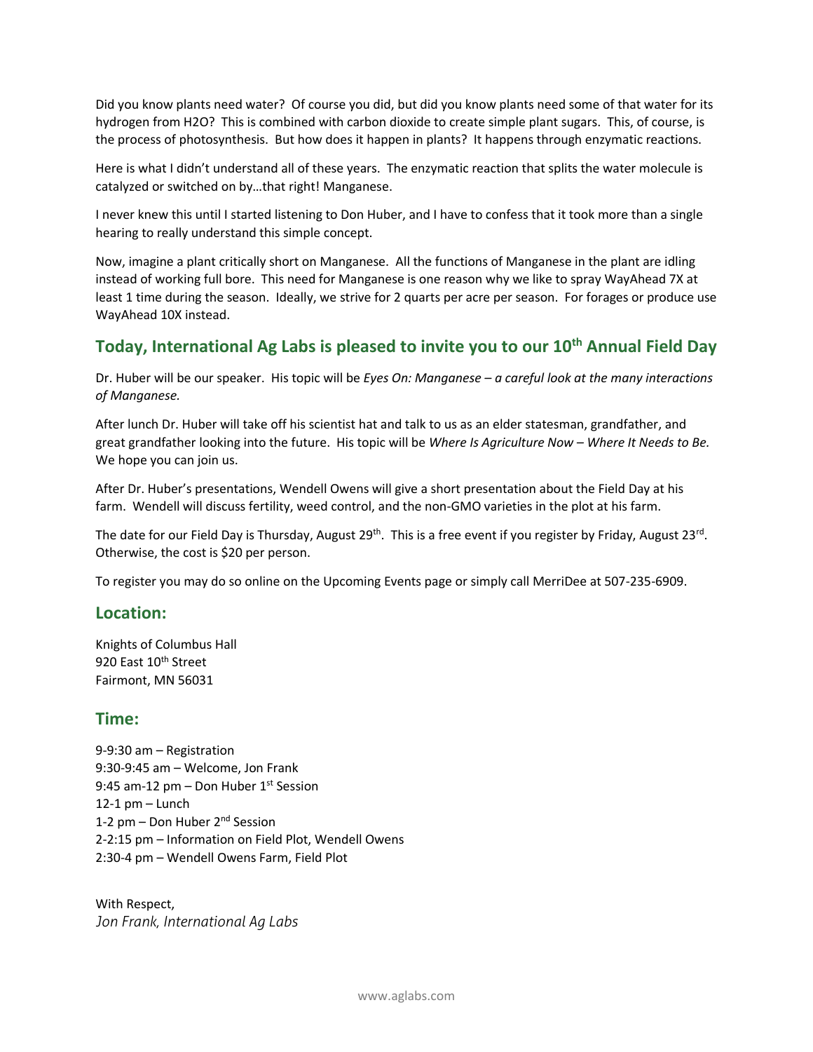Did you know plants need water? Of course you did, but did you know plants need some of that water for its hydrogen from $H_2O$? This is combined with carbon dioxide to create simple plant sugars. This, of course, is the process of photosynthesis. But how does it happen in plants? It happens through enzymatic reactions.

Here is what I didn't understand all of these years. The enzymatic reaction that splits the water molecule is catalyzed or switched on by…that right! Manganese.

I never knew this until I started listening to Don Huber, and I have to confess that it took more than a single hearing to really understand this simple concept.

Now, imagine a plant critically short on Manganese. All the functions of Manganese in the plant are idling instead of working full bore. This need for Manganese is one reason why we like to spray WayAhead 7X at least 1 time during the season. Ideally, we strive for 2 quarts per acre per season. For forages or produce use WayAhead 10X instead.

## Today, International Ag Labs is pleased to invite you to our 10th Annual Field Day

Dr. Huber will be our speaker. His topic will be *Eyes On: Manganese – a careful look at the many interactions of Manganese.*

After lunch Dr. Huber will take off his scientist hat and talk to us as an elder statesman, grandfather, and great grandfather looking into the future. His topic will be *Where Is Agriculture Now – Where It Needs to Be.* We hope you can join us.

After Dr. Huber's presentations, Wendell Owens will give a short presentation about the Field Day at his farm. Wendell will discuss fertility, weed control, and the non-GMO varieties in the plot at his farm.

The date for our Field Day is Thursday, August 29th. This is a free event if you register by Friday, August 23rd. Otherwise, the cost is $20 per person.

To register you may do so online on the Upcoming Events page or simply call MerriDee at 507-235-6909.

## Location:

Knights of Columbus Hall
920 East 10th Street
Fairmont, MN 56031

## Time:

9-9:30 am – Registration
9:30-9:45 am – Welcome, Jon Frank
9:45 am-12 pm – Don Huber 1st Session
12-1 pm – Lunch
1-2 pm – Don Huber 2nd Session
2-2:15 pm – Information on Field Plot, Wendell Owens
2:30-4 pm – Wendell Owens Farm, Field Plot

With Respect,
*Jon Frank, International Ag Labs*